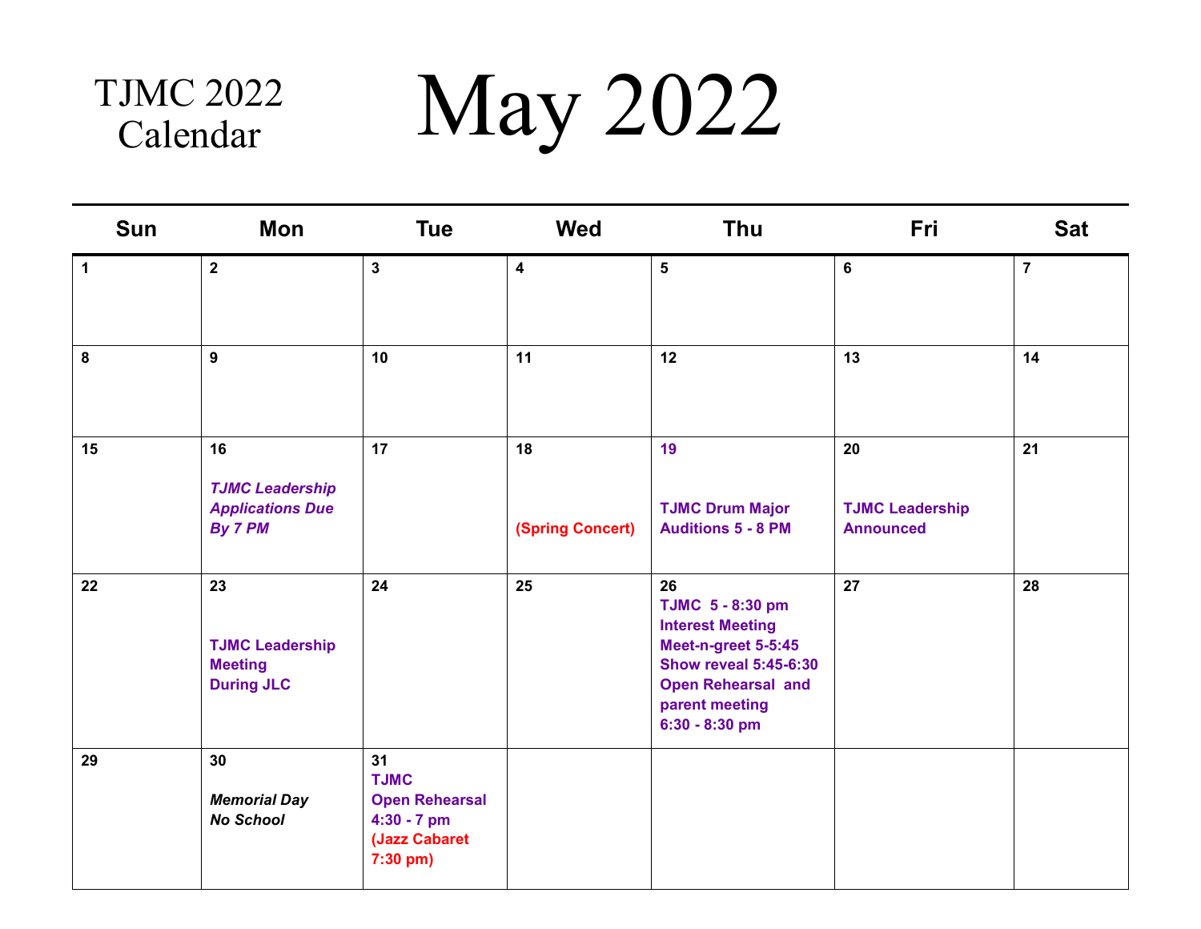# TJMC 2022 Calendar

# May 2022

| Sun | Mon | Tue | Wed | Thu | Fri | Sat |
|---|---|---|---|---|---|---|
| 1 | 2 | 3 | 4 | 5 | 6 | 7 |
| 8 | 9 | 10 | 11 | 12 | 13 | 14 |
| 15 | 16<br>***TJMC Leadership Applications Due By 7 PM*** | 17 | 18<br>**(Spring Concert)** | 19<br>**TJMC Drum Major Auditions 5 - 8 PM** | 20<br>**TJMC Leadership Announced** | 21 |
| 22 | 23<br>**TJMC Leadership Meeting During JLC** | 24 | 25 | 26<br>**TJMC 5 - 8:30 pm Interest Meeting**<br>**Meet-n-greet 5-5:45**<br>**Show reveal 5:45-6:30**<br>**Open Rehearsal and parent meeting 6:30 - 8:30 pm** | 27 | 28 |
| 29 | 30<br>***Memorial Day No School*** | 31<br>**TJMC Open Rehearsal 4:30 - 7 pm**<br>**(Jazz Cabaret 7:30 pm)** | | | | |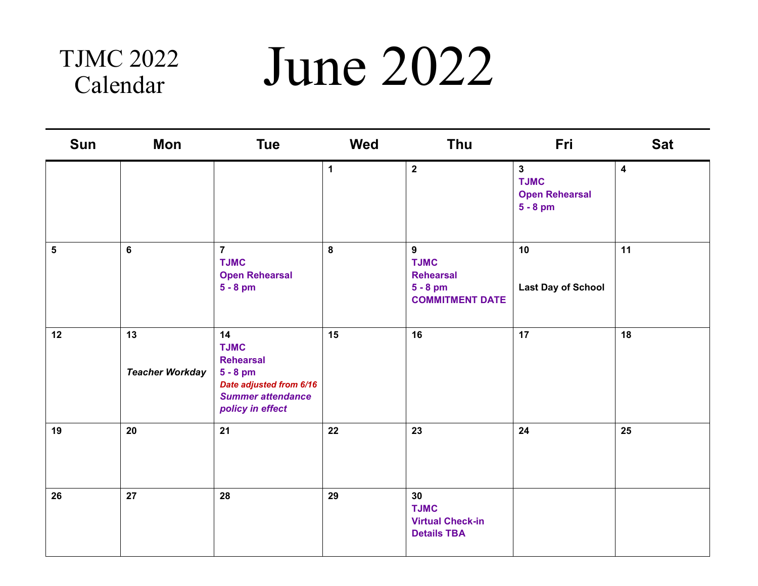TJMC 2022 Calendar

# June 2022

| Sun | Mon | Tue | Wed | Thu | Fri | Sat |
|---|---|---|---|---|---|---|
| | | | **1** | **2** | **3**<br>**TJMC**<br>**Open Rehearsal**<br>**5 - 8 pm** | **4** |
| **5** | **6** | **7**<br>**TJMC**<br>**Open Rehearsal**<br>**5 - 8 pm** | **8** | **9**<br>**TJMC**<br>**Rehearsal**<br>**5 - 8 pm**<br>**COMMITMENT DATE** | **10**<br>**Last Day of School** | **11** |
| **12** | **13**<br>***Teacher Workday*** | **14**<br>**TJMC**<br>**Rehearsal**<br>**5 - 8 pm**<br>***Date adjusted from 6/16***<br>***Summer attendance policy in effect*** | **15** | **16** | **17** | **18** |
| **19** | **20** | **21** | **22** | **23** | **24** | **25** |
| **26** | **27** | **28** | **29** | **30**<br>**TJMC**<br>**Virtual Check-in**<br>**Details TBA** | | |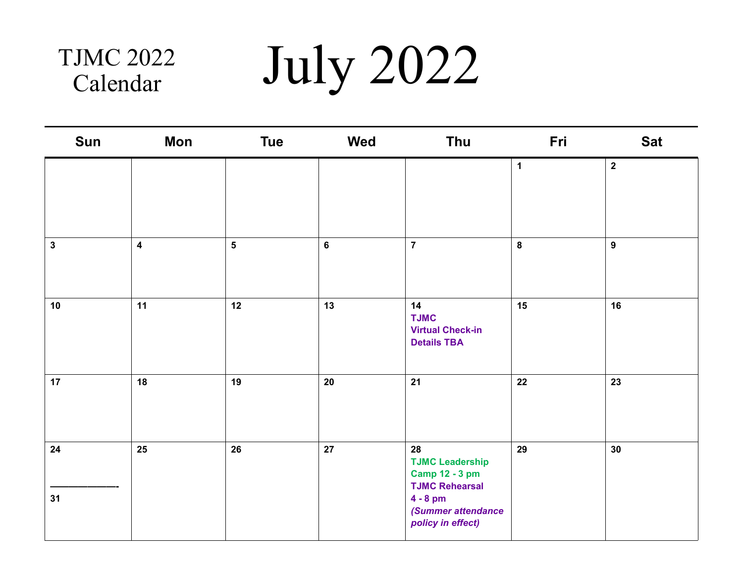TJMC 2022 Calendar

# July 2022

| Sun | Mon | Tue | Wed | Thu | Fri | Sat |
|---|---|---|---|---|---|---|
| | | | | | 1 | 2 |
| 3 | 4 | 5 | 6 | 7 | 8 | 9 |
| 10 | 11 | 12 | 13 | 14<br>**TJMC**<br>**Virtual Check-in**<br>**Details TBA** | 15 | 16 |
| 17 | 18 | 19 | 20 | 21 | 22 | 23 |
| 24<br>——————-<br>31 | 25 | 26 | 27 | 28<br>**TJMC Leadership Camp 12 - 3 pm**<br>**TJMC Rehearsal 4 - 8 pm**<br>***(Summer attendance policy in effect)*** | 29 | 30 |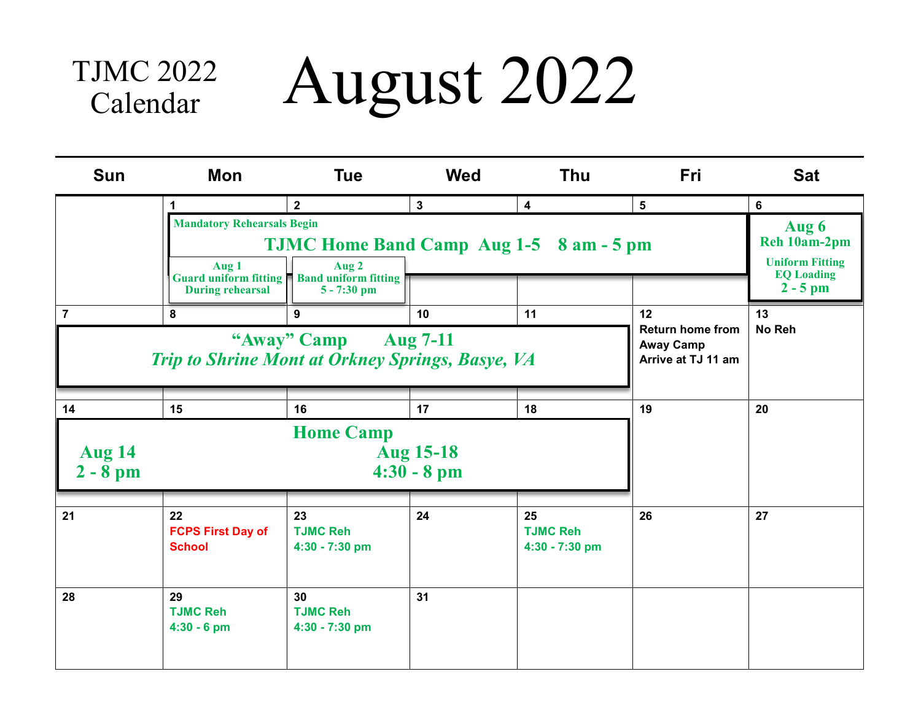TJMC 2022 Calendar

# August 2022

| Sun | Mon | Tue | Wed | Thu | Fri | Sat |
|---|---|---|---|---|---|---|
| | 1 Mandatory Rehearsals Begin<br>**TJMC Home Band Camp Aug 1-5 8 am - 5 pm**<br>Aug 1 Guard uniform fitting During rehearsal | 2<br>Aug 2 Band uniform fitting 5 - 7:30 pm | 3 | 4 | 5 | 6<br>**Aug 6 Reh 10am-2pm**<br>Uniform Fitting EQ Loading 2 - 5 pm |
| 7<br>**"Away" Camp Aug 7-11**<br>*Trip to Shrine Mont at Orkney Springs, Basye, VA* | 8 | 9 | 10 | 11 | 12<br>Return home from Away Camp Arrive at TJ 11 am | 13<br>No Reh |
| 14<br>**Home Camp**<br>Aug 14 2 - 8 pm | 15<br>Aug 15-18 4:30 - 8 pm | 16 | 17 | 18 | 19 | 20 |
| 21 | 22<br>FCPS First Day of School | 23<br>TJMC Reh 4:30 - 7:30 pm | 24 | 25<br>TJMC Reh 4:30 - 7:30 pm | 26 | 27 |
| 28 | 29<br>TJMC Reh 4:30 - 6 pm | 30<br>TJMC Reh 4:30 - 7:30 pm | 31 | | | |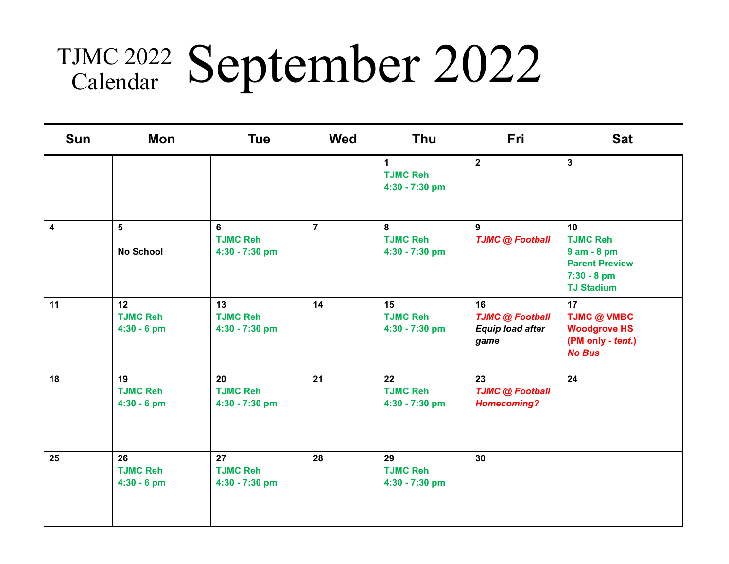# TJMC 2022 Calendar — September 2022

| Sun | Mon | Tue | Wed | Thu | Fri | Sat |
|---|---|---|---|---|---|---|
| | | | | **1** **TJMC Reh 4:30 - 7:30 pm** | **2** | **3** |
| **4** | **5** **No School** | **6** **TJMC Reh 4:30 - 7:30 pm** | **7** | **8** **TJMC Reh 4:30 - 7:30 pm** | **9** ***TJMC @ Football*** | **10** **TJMC Reh 9 am - 8 pm Parent Preview 7:30 - 8 pm TJ Stadium** |
| **11** | **12** **TJMC Reh 4:30 - 6 pm** | **13** **TJMC Reh 4:30 - 7:30 pm** | **14** | **15** **TJMC Reh 4:30 - 7:30 pm** | **16** ***TJMC @ Football*** ***Equip load after game*** | **17** **TJMC @ VMBC Woodgrove HS (PM only - *tent.*)** ***No Bus*** |
| **18** | **19** **TJMC Reh 4:30 - 6 pm** | **20** **TJMC Reh 4:30 - 7:30 pm** | **21** | **22** **TJMC Reh 4:30 - 7:30 pm** | **23** ***TJMC @ Football Homecoming?*** | **24** |
| **25** | **26** **TJMC Reh 4:30 - 6 pm** | **27** **TJMC Reh 4:30 - 7:30 pm** | **28** | **29** **TJMC Reh 4:30 - 7:30 pm** | **30** | |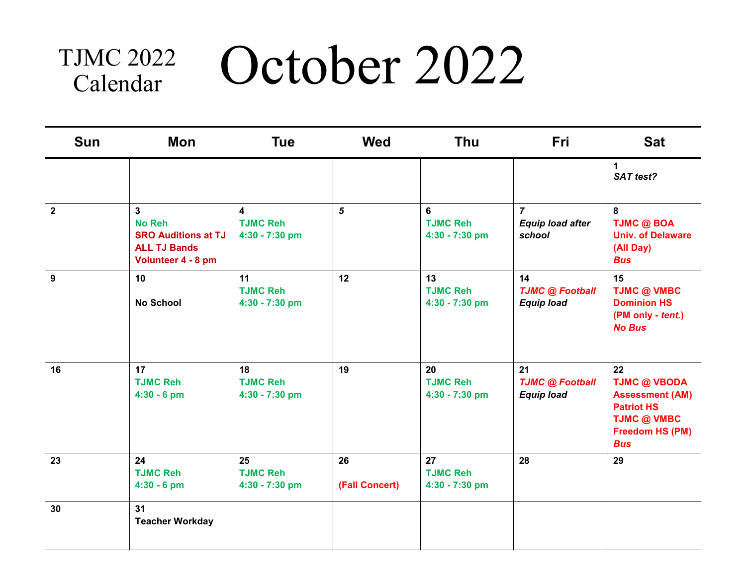TJMC 2022 Calendar

# October 2022

| Sun | Mon | Tue | Wed | Thu | Fri | Sat |
|---|---|---|---|---|---|---|
| | | | | | | **1**<br>***SAT test?*** |
| **2** | **3**<br>**No Reh**<br>**SRO Auditions at TJ**<br>**ALL TJ Bands**<br>**Volunteer 4 - 8 pm** | **4**<br>**TJMC Reh**<br>**4:30 - 7:30 pm** | ***5*** | **6**<br>**TJMC Reh**<br>**4:30 - 7:30 pm** | **7**<br>***Equip load after school*** | **8**<br>**TJMC @ BOA**<br>**Univ. of Delaware**<br>**(All Day)**<br>***Bus*** |
| **9** | **10**<br><br>**No School** | **11**<br>**TJMC Reh**<br>**4:30 - 7:30 pm** | **12** | **13**<br>**TJMC Reh**<br>**4:30 - 7:30 pm** | **14**<br>***TJMC @ Football***<br>***Equip load*** | **15**<br>**TJMC @ VMBC**<br>**Dominion HS**<br>**(PM only - *tent.*)**<br>***No Bus*** |
| **16** | **17**<br>**TJMC Reh**<br>**4:30 - 6 pm** | **18**<br>**TJMC Reh**<br>**4:30 - 7:30 pm** | **19** | **20**<br>**TJMC Reh**<br>**4:30 - 7:30 pm** | **21**<br>***TJMC @ Football***<br>***Equip load*** | **22**<br>**TJMC @ VBODA Assessment (AM)**<br>**Patriot HS**<br>**TJMC @ VMBC**<br>**Freedom HS (PM)**<br>***Bus*** |
| **23** | **24**<br>**TJMC Reh**<br>**4:30 - 6 pm** | **25**<br>**TJMC Reh**<br>**4:30 - 7:30 pm** | **26**<br><br>**(Fall Concert)** | **27**<br>**TJMC Reh**<br>**4:30 - 7:30 pm** | **28** | **29** |
| **30** | **31**<br>**Teacher Workday** | | | | | |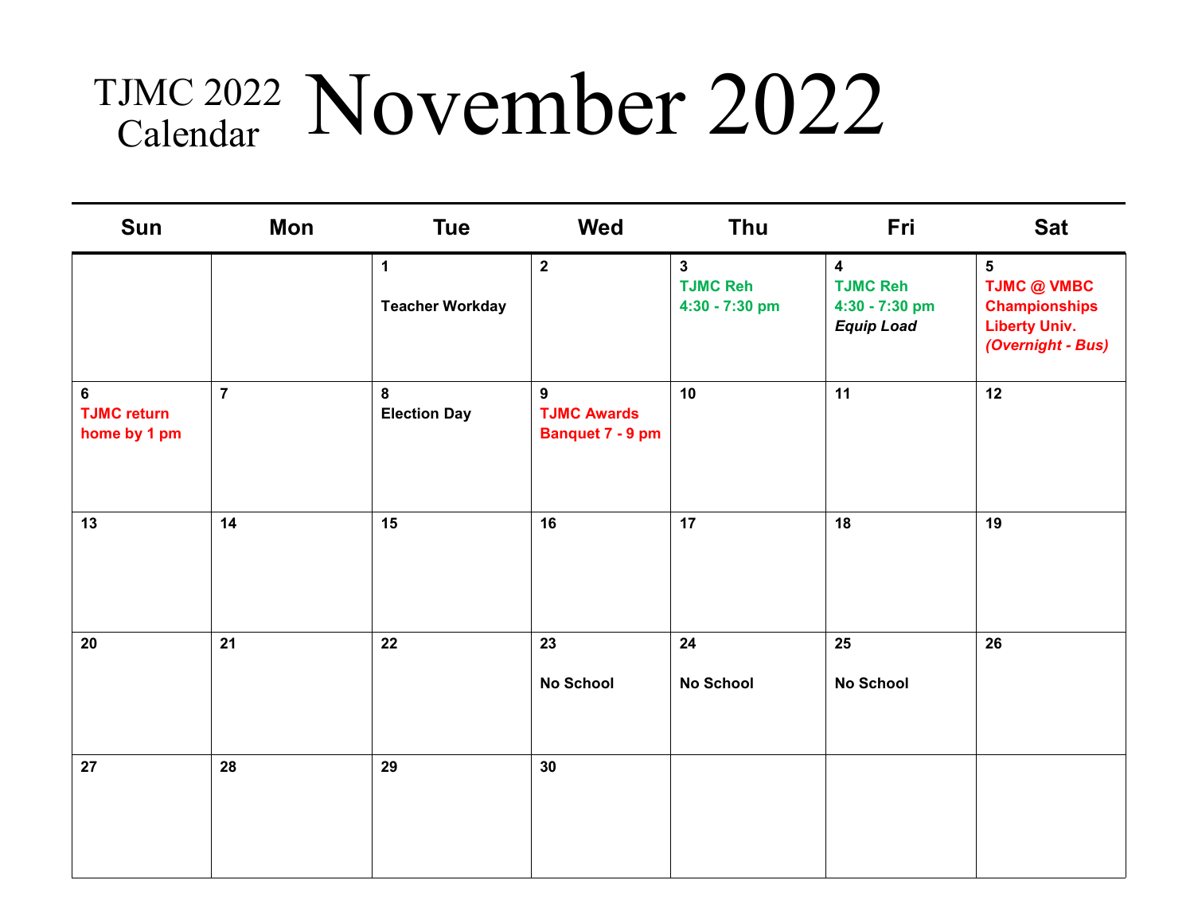TJMC 2022 Calendar

# November 2022

| Sun | Mon | Tue | Wed | Thu | Fri | Sat |
|---|---|---|---|---|---|---|
| | | **1** **Teacher Workday** | **2** | **3** **TJMC Reh 4:30 - 7:30 pm** | **4** **TJMC Reh 4:30 - 7:30 pm** ***Equip Load*** | **5** **TJMC @ VMBC Championships Liberty Univ.** ***(Overnight - Bus)*** |
| **6** **TJMC return home by 1 pm** | **7** | **8** **Election Day** | **9** **TJMC Awards Banquet 7 - 9 pm** | **10** | **11** | **12** |
| **13** | **14** | **15** | **16** | **17** | **18** | **19** |
| **20** | **21** | **22** | **23** **No School** | **24** **No School** | **25** **No School** | **26** |
| **27** | **28** | **29** | **30** | | | |